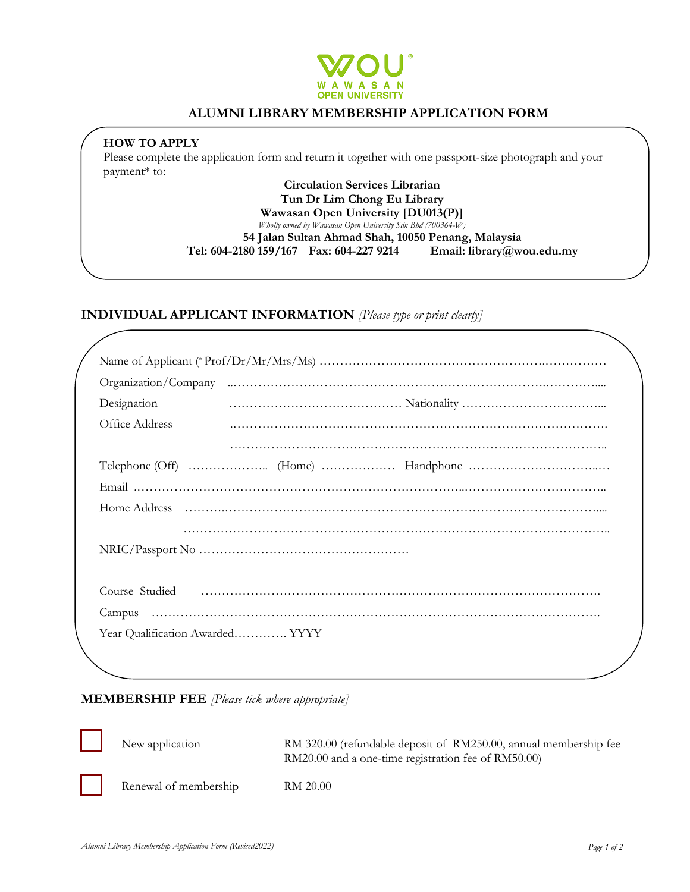WOU®
WAWASAN
OPEN UNIVERSITY

# ALUMNI LIBRARY MEMBERSHIP APPLICATION FORM

**HOW TO APPLY**

Please complete the application form and return it together with one passport-size photograph and your payment* to:

**Circulation Services Librarian**
**Tun Dr Lim Chong Eu Library**
**Wawasan Open University [DU013(P)]**
*Wholly owned by Wawasan Open University Sdn Bhd (700364-W)*
**54 Jalan Sultan Ahmad Shah, 10050 Penang, Malaysia**
**Tel: 604-2180 159/167 Fax: 604-227 9214 Email: library@wou.edu.my**

## INDIVIDUAL APPLICANT INFORMATION *[Please type or print clearly]*

Name of Applicant (* Prof/Dr/Mr/Mrs/Ms) ……………………………………………………………………

Organization/Company ……………………………………………………………………………………

Designation …………………………………… Nationality ……………………………………

Office Address ……………………………………………………………………………………………

……………………………………………………………………………………………

Telephone (Off) ……………….. (Home) …………….. Handphone ……………………………

Email …………………………………………………………………………………………………………

Home Address ……………………………………………………………………………………………

……………………………………………………………………………………………

NRIC/Passport No ……………………………………………

Course Studied ……………………………………………………………………………………………

Campus ……………………………………………………………………………………………………

Year Qualification Awarded………… YYYY

## MEMBERSHIP FEE *[Please tick where appropriate]*

☐ New application — RM 320.00 (refundable deposit of RM250.00, annual membership fee RM20.00 and a one-time registration fee of RM50.00)

☐ Renewal of membership — RM 20.00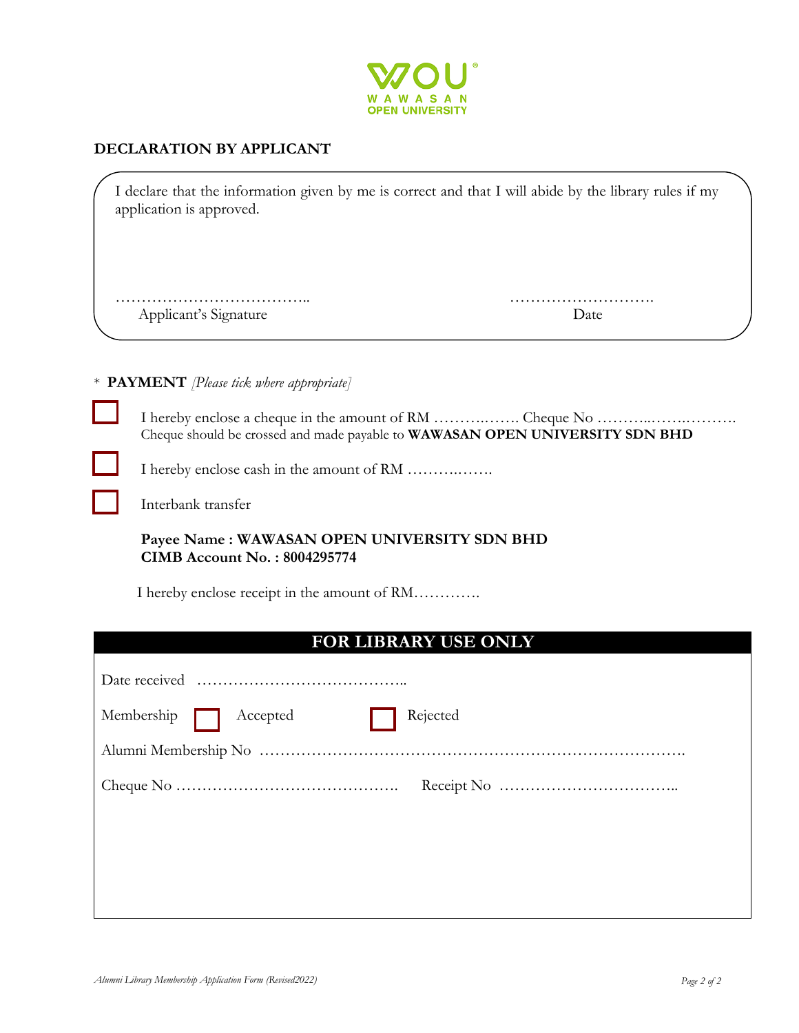WOU
WAWASAN
OPEN UNIVERSITY

## DECLARATION BY APPLICANT

I declare that the information given by me is correct and that I will abide by the library rules if my application is approved.

……………………………….. ……………………….
Applicant's Signature Date

## * PAYMENT *[Please tick where appropriate]*

☐ I hereby enclose a cheque in the amount of RM ……….……. Cheque No ………..…….……….
Cheque should be crossed and made payable to **WAWASAN OPEN UNIVERSITY SDN BHD**

☐ I hereby enclose cash in the amount of RM ……….…….

☐ Interbank transfer

**Payee Name : WAWASAN OPEN UNIVERSITY SDN BHD**
**CIMB Account No. : 8004295774**

I hereby enclose receipt in the amount of RM………….

## FOR LIBRARY USE ONLY

Date received …………………………………..

Membership ☐ Accepted ☐ Rejected

Alumni Membership No …………………………………………………………………….

Cheque No ……………………………………. Receipt No ……………………………..

*Alumni Library Membership Application Form (Revised2022)*